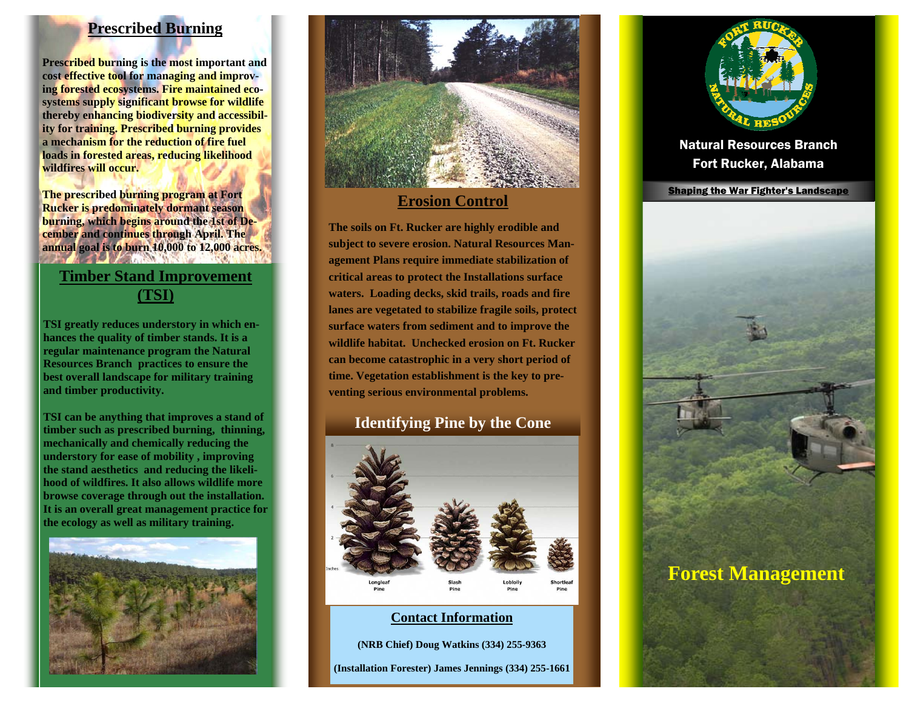## Prescribed Burning

**Prescribed burning is the most important and cost effective tool for managing and improving forested ecosystems. Fire maintained ecosystems supply significant browse for wildlife thereby enhancing biodiversity and accessibility for training. Prescribed burning provides a mechanism for the reduction of fire fuel loads in forested areas, reducing likelihood wildfires will occur.**

**The prescribed burning program at Fort Rucker is predominately dormant season burning, which begins around the 1st of December and continues through April. The annual goal is to burn 10,000 to 12,000 acres.**

## Timber Stand Improvement (TSI)

**TSI greatly reduces understory in which enhances the quality of timber stands. It is a regular maintenance program the Natural Resources Branch practices to ensure the best overall landscape for military training and timber productivity.**

**TSI can be anything that improves a stand of timber such as prescribed burning, thinning, mechanically and chemically reducing the understory for ease of mobility , improving the stand aesthetics and reducing the likelihood of wildfires. It also allows wildlife more browse coverage through out the installation. It is an overall great management practice for the ecology as well as military training.**

## Erosion Control

**The soils on Ft. Rucker are highly erodible and subject to severe erosion. Natural Resources Management Plans require immediate stabilization of critical areas to protect the Installations surface waters. Loading decks, skid trails, roads and fire lanes are vegetated to stabilize fragile soils, protect surface waters from sediment and to improve the wildlife habitat. Unchecked erosion on Ft. Rucker can become catastrophic in a very short period of time. Vegetation establishment is the key to preventing serious environmental problems.**

## Identifying Pine by the Cone

Longleaf Pine, Slash Pine, Loblolly Pine, Shortleaf Pine

## Contact Information

**(NRB Chief) Doug Watkins (334) 255-9363**

**(Installation Forester) James Jennings (334) 255-1661**

**Natural Resources Branch**
**Fort Rucker, Alabama**

**Shaping the War Fighter's Landscape**

# Forest Management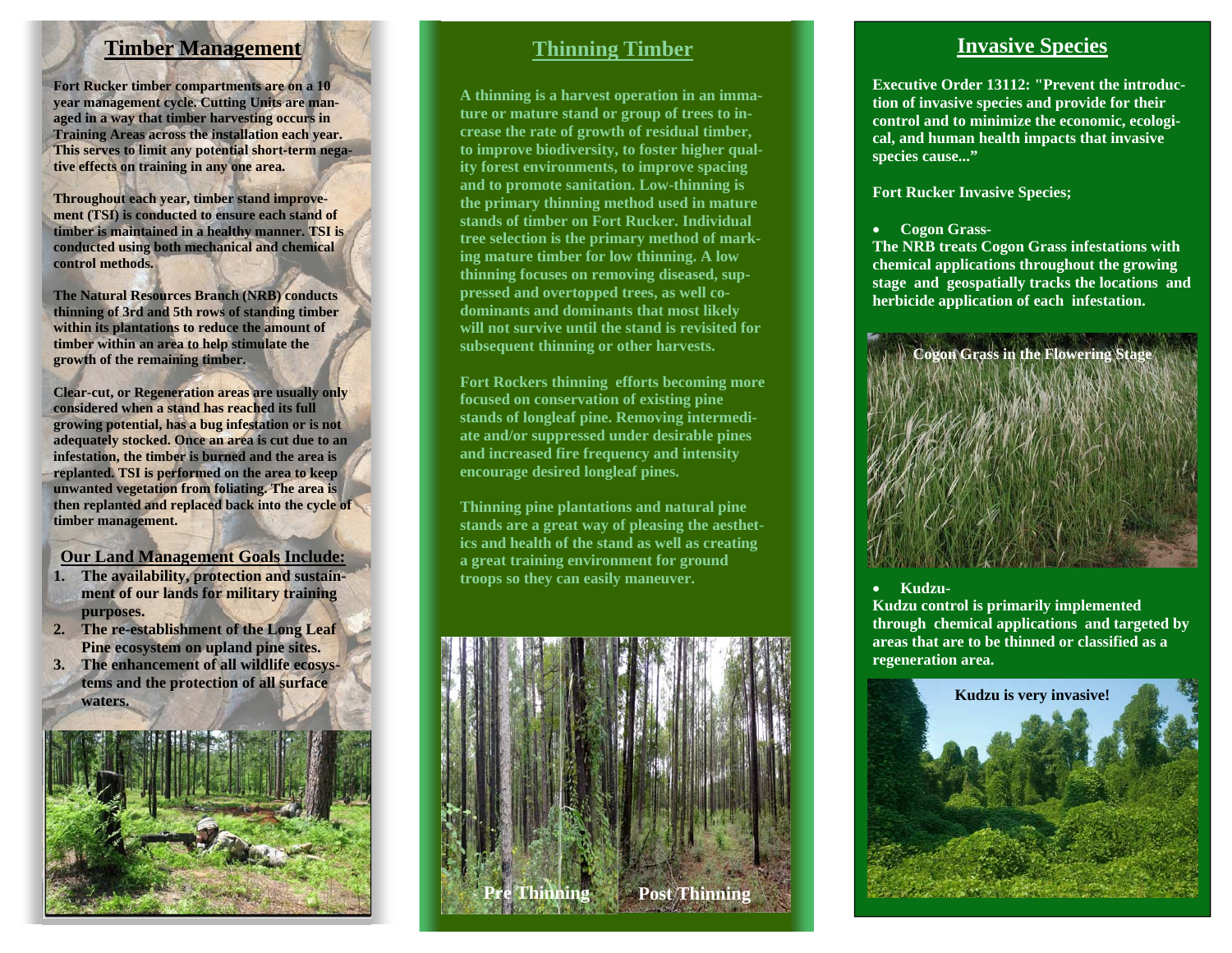## Timber Management

**Fort Rucker timber compartments are on a 10 year management cycle. Cutting Units are managed in a way that timber harvesting occurs in Training Areas across the installation each year. This serves to limit any potential short-term negative effects on training in any one area.**

**Throughout each year, timber stand improvement (TSI) is conducted to ensure each stand of timber is maintained in a healthy manner. TSI is conducted using both mechanical and chemical control methods.**

**The Natural Resources Branch (NRB) conducts thinning of 3rd and 5th rows of standing timber within its plantations to reduce the amount of timber within an area to help stimulate the growth of the remaining timber.**

**Clear-cut, or Regeneration areas are usually only considered when a stand has reached its full growing potential, has a bug infestation or is not adequately stocked. Once an area is cut due to an infestation, the timber is burned and the area is replanted. TSI is performed on the area to keep unwanted vegetation from foliating. The area is then replanted and replaced back into the cycle of timber management.**

### Our Land Management Goals Include:

1. **The availability, protection and sustainment of our lands for military training purposes.**
2. **The re-establishment of the Long Leaf Pine ecosystem on upland pine sites.**
3. **The enhancement of all wildlife ecosystems and the protection of all surface waters.**

## Thinning Timber

**A thinning is a harvest operation in an immature or mature stand or group of trees to increase the rate of growth of residual timber, to improve biodiversity, to foster higher quality forest environments, to improve spacing and to promote sanitation. Low-thinning is the primary thinning method used in mature stands of timber on Fort Rucker. Individual tree selection is the primary method of marking mature timber for low thinning. A low thinning focuses on removing diseased, suppressed and overtopped trees, as well co-dominants and dominants that most likely will not survive until the stand is revisited for subsequent thinning or other harvests.**

**Fort Rockers thinning efforts becoming more focused on conservation of existing pine stands of longleaf pine. Removing intermediate and/or suppressed under desirable pines and increased fire frequency and intensity encourage desired longleaf pines.**

**Thinning pine plantations and natural pine stands are a great way of pleasing the aesthetics and health of the stand as well as creating a great training environment for ground troops so they can easily maneuver.**

**Pre Thinning** **Post Thinning**

## Invasive Species

**Executive Order 13112: "Prevent the introduction of invasive species and provide for their control and to minimize the economic, ecological, and human health impacts that invasive species cause..."**

**Fort Rucker Invasive Species;**

- **Cogon Grass-**

**The NRB treats Cogon Grass infestations with chemical applications throughout the growing stage and geospatially tracks the locations and herbicide application of each infestation.**

**Cogon Grass in the Flowering Stage**

- **Kudzu-**

**Kudzu control is primarily implemented through chemical applications and targeted by areas that are to be thinned or classified as a regeneration area.**

**Kudzu is very invasive!**